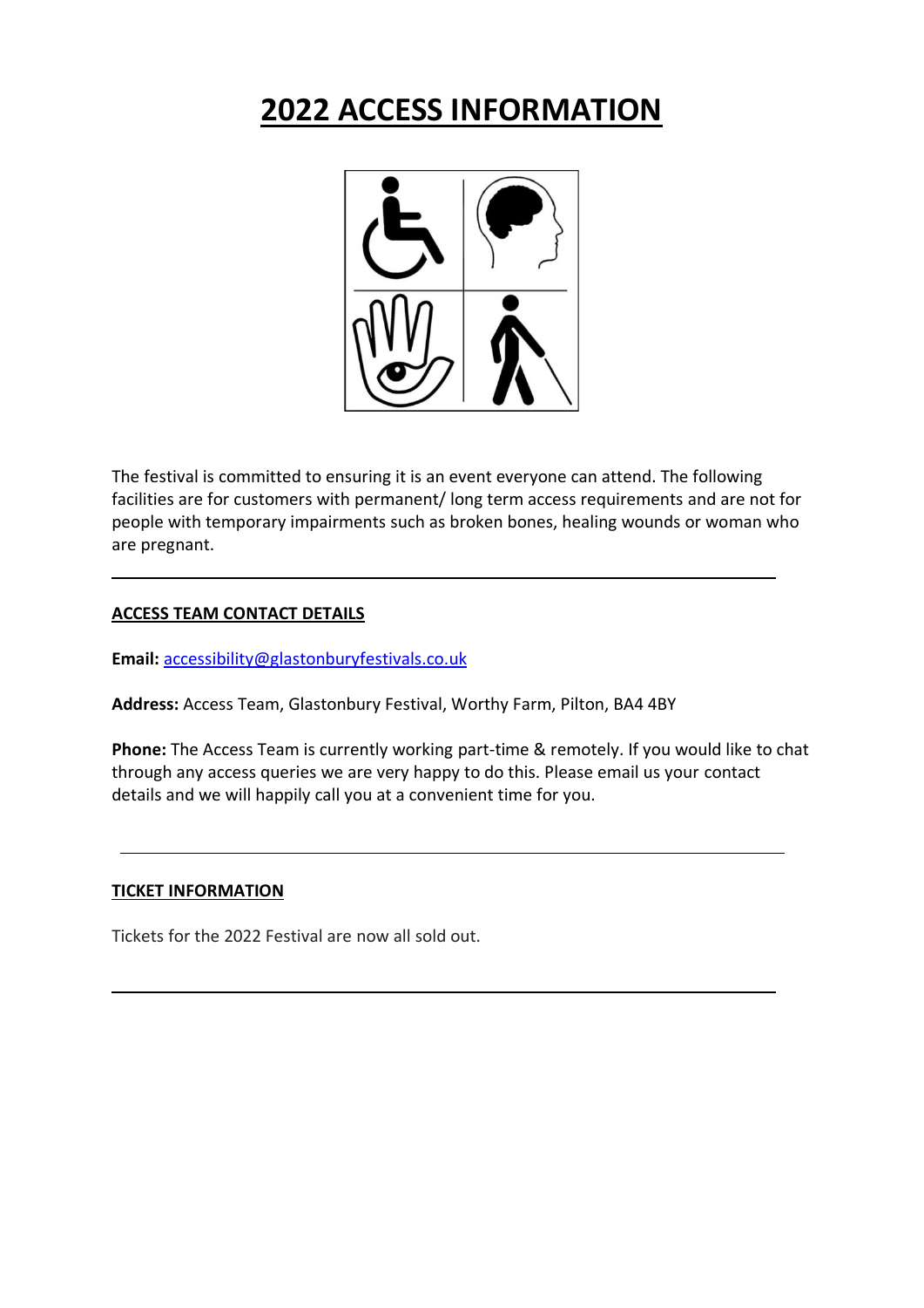# 2022 ACCESS INFORMATION

The festival is committed to ensuring it is an event everyone can attend. The following facilities are for customers with permanent/ long term access requirements and are not for people with temporary impairments such as broken bones, healing wounds or woman who are pregnant.

---

## ACCESS TEAM CONTACT DETAILS

**Email:** accessibility@glastonburyfestivals.co.uk

**Address:** Access Team, Glastonbury Festival, Worthy Farm, Pilton, BA4 4BY

**Phone:** The Access Team is currently working part-time & remotely. If you would like to chat through any access queries we are very happy to do this. Please email us your contact details and we will happily call you at a convenient time for you.

---

## TICKET INFORMATION

Tickets for the 2022 Festival are now all sold out.

---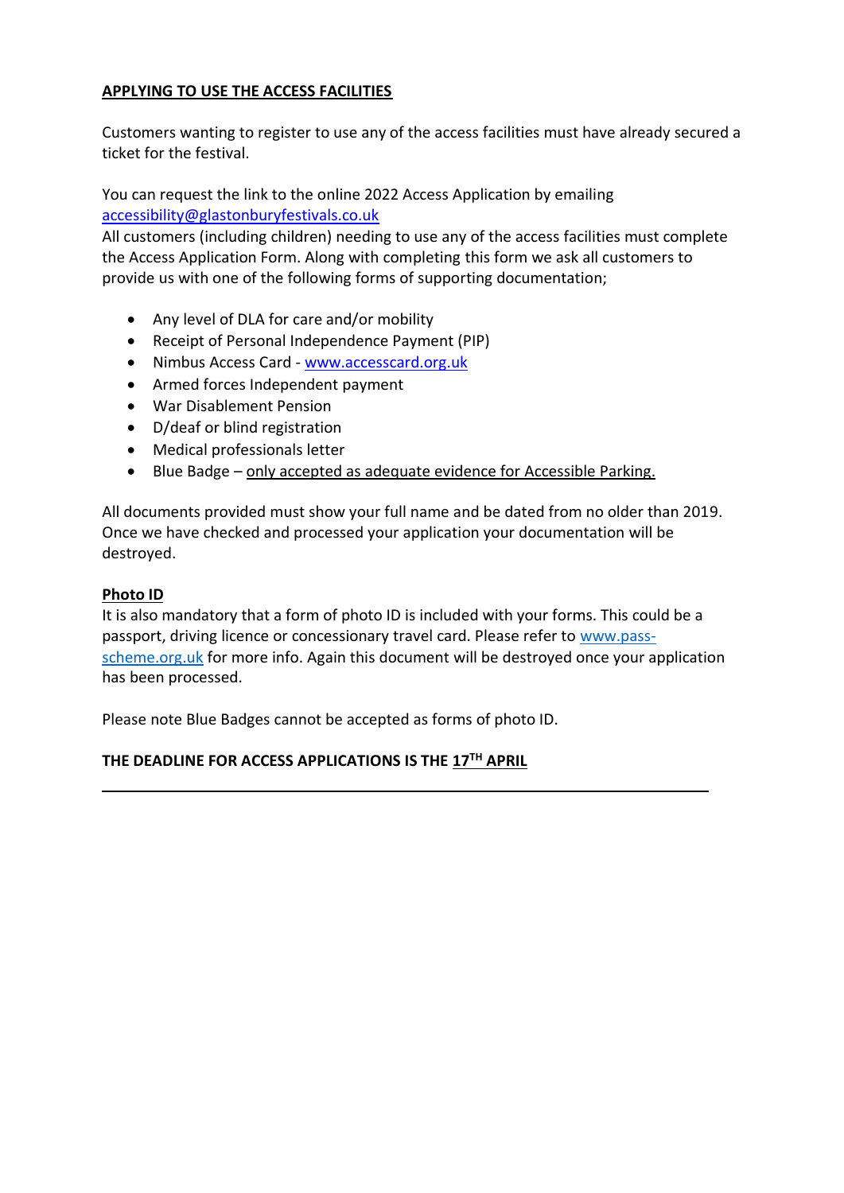## APPLYING TO USE THE ACCESS FACILITIES

Customers wanting to register to use any of the access facilities must have already secured a ticket for the festival.

You can request the link to the online 2022 Access Application by emailing accessibility@glastonburyfestivals.co.uk
All customers (including children) needing to use any of the access facilities must complete the Access Application Form. Along with completing this form we ask all customers to provide us with one of the following forms of supporting documentation;

- Any level of DLA for care and/or mobility
- Receipt of Personal Independence Payment (PIP)
- Nimbus Access Card - www.accesscard.org.uk
- Armed forces Independent payment
- War Disablement Pension
- D/deaf or blind registration
- Medical professionals letter
- Blue Badge – only accepted as adequate evidence for Accessible Parking.

All documents provided must show your full name and be dated from no older than 2019. Once we have checked and processed your application your documentation will be destroyed.

**Photo ID**
It is also mandatory that a form of photo ID is included with your forms. This could be a passport, driving licence or concessionary travel card. Please refer to www.pass-scheme.org.uk for more info. Again this document will be destroyed once your application has been processed.

Please note Blue Badges cannot be accepted as forms of photo ID.

**THE DEADLINE FOR ACCESS APPLICATIONS IS THE 17TH APRIL**

---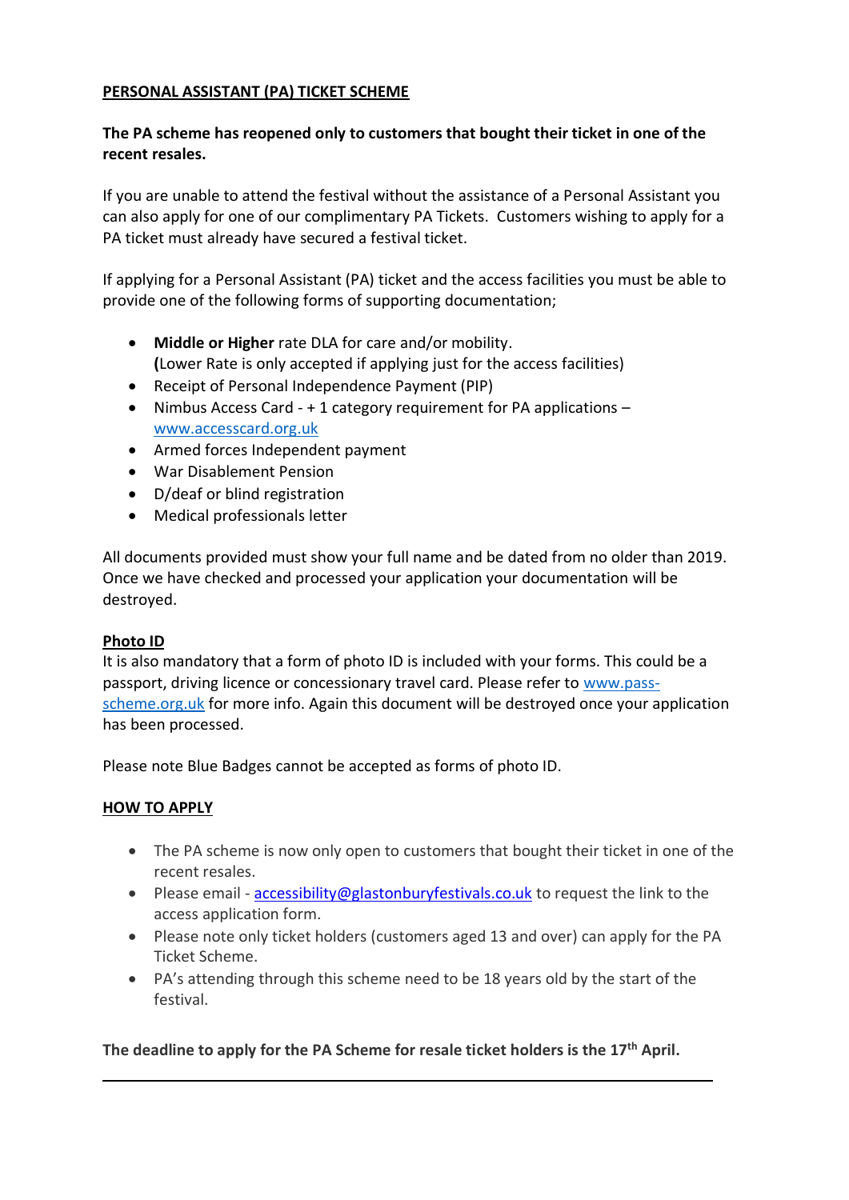**PERSONAL ASSISTANT (PA) TICKET SCHEME**

**The PA scheme has reopened only to customers that bought their ticket in one of the recent resales.**

If you are unable to attend the festival without the assistance of a Personal Assistant you can also apply for one of our complimentary PA Tickets. Customers wishing to apply for a PA ticket must already have secured a festival ticket.

If applying for a Personal Assistant (PA) ticket and the access facilities you must be able to provide one of the following forms of supporting documentation;

- **Middle or Higher** rate DLA for care and/or mobility. **(**Lower Rate is only accepted if applying just for the access facilities)
- Receipt of Personal Independence Payment (PIP)
- Nimbus Access Card - + 1 category requirement for PA applications – [www.accesscard.org.uk](http://www.accesscard.org.uk)
- Armed forces Independent payment
- War Disablement Pension
- D/deaf or blind registration
- Medical professionals letter

All documents provided must show your full name and be dated from no older than 2019. Once we have checked and processed your application your documentation will be destroyed.

**Photo ID**

It is also mandatory that a form of photo ID is included with your forms. This could be a passport, driving licence or concessionary travel card. Please refer to [www.pass-scheme.org.uk](http://www.pass-scheme.org.uk) for more info. Again this document will be destroyed once your application has been processed.

Please note Blue Badges cannot be accepted as forms of photo ID.

**HOW TO APPLY**

- The PA scheme is now only open to customers that bought their ticket in one of the recent resales.
- Please email - [accessibility@glastonburyfestivals.co.uk](mailto:accessibility@glastonburyfestivals.co.uk) to request the link to the access application form.
- Please note only ticket holders (customers aged 13 and over) can apply for the PA Ticket Scheme.
- PA's attending through this scheme need to be 18 years old by the start of the festival.

**The deadline to apply for the PA Scheme for resale ticket holders is the 17th April.**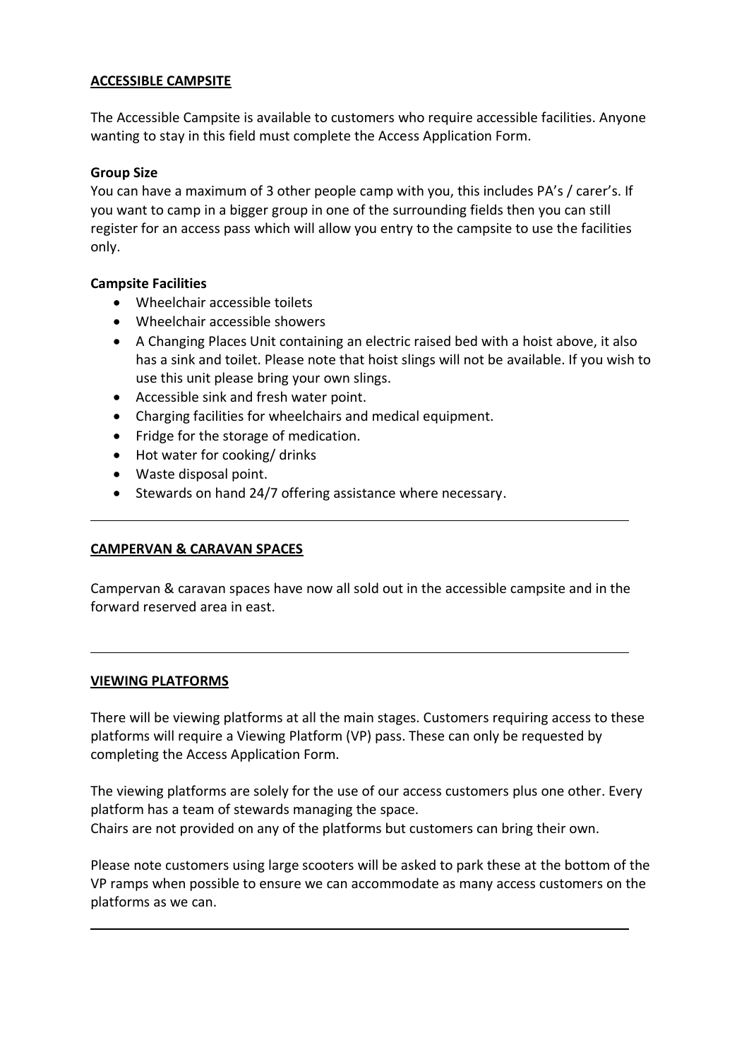## ACCESSIBLE CAMPSITE

The Accessible Campsite is available to customers who require accessible facilities. Anyone wanting to stay in this field must complete the Access Application Form.

### Group Size

You can have a maximum of 3 other people camp with you, this includes PA's / carer's. If you want to camp in a bigger group in one of the surrounding fields then you can still register for an access pass which will allow you entry to the campsite to use the facilities only.

### Campsite Facilities

- Wheelchair accessible toilets
- Wheelchair accessible showers
- A Changing Places Unit containing an electric raised bed with a hoist above, it also has a sink and toilet. Please note that hoist slings will not be available. If you wish to use this unit please bring your own slings.
- Accessible sink and fresh water point.
- Charging facilities for wheelchairs and medical equipment.
- Fridge for the storage of medication.
- Hot water for cooking/ drinks
- Waste disposal point.
- Stewards on hand 24/7 offering assistance where necessary.

---

## CAMPERVAN & CARAVAN SPACES

Campervan & caravan spaces have now all sold out in the accessible campsite and in the forward reserved area in east.

---

## VIEWING PLATFORMS

There will be viewing platforms at all the main stages. Customers requiring access to these platforms will require a Viewing Platform (VP) pass. These can only be requested by completing the Access Application Form.

The viewing platforms are solely for the use of our access customers plus one other. Every platform has a team of stewards managing the space.
Chairs are not provided on any of the platforms but customers can bring their own.

Please note customers using large scooters will be asked to park these at the bottom of the VP ramps when possible to ensure we can accommodate as many access customers on the platforms as we can.

---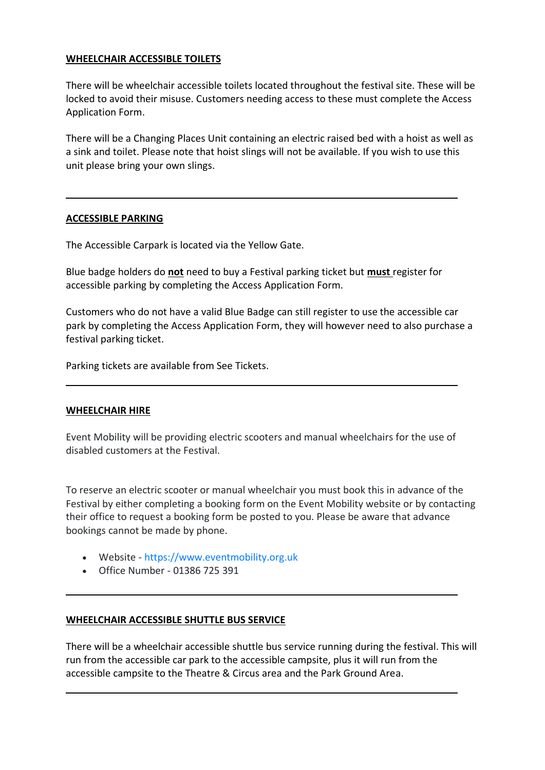## WHEELCHAIR ACCESSIBLE TOILETS

There will be wheelchair accessible toilets located throughout the festival site. These will be locked to avoid their misuse. Customers needing access to these must complete the Access Application Form.

There will be a Changing Places Unit containing an electric raised bed with a hoist as well as a sink and toilet. Please note that hoist slings will not be available. If you wish to use this unit please bring your own slings.

---

## ACCESSIBLE PARKING

The Accessible Carpark is located via the Yellow Gate.

Blue badge holders do **not** need to buy a Festival parking ticket but **must** register for accessible parking by completing the Access Application Form.

Customers who do not have a valid Blue Badge can still register to use the accessible car park by completing the Access Application Form, they will however need to also purchase a festival parking ticket.

Parking tickets are available from See Tickets.

---

## WHEELCHAIR HIRE

Event Mobility will be providing electric scooters and manual wheelchairs for the use of disabled customers at the Festival.

To reserve an electric scooter or manual wheelchair you must book this in advance of the Festival by either completing a booking form on the Event Mobility website or by contacting their office to request a booking form be posted to you. Please be aware that advance bookings cannot be made by phone.

- Website - https://www.eventmobility.org.uk
- Office Number - 01386 725 391

---

## WHEELCHAIR ACCESSIBLE SHUTTLE BUS SERVICE

There will be a wheelchair accessible shuttle bus service running during the festival. This will run from the accessible car park to the accessible campsite, plus it will run from the accessible campsite to the Theatre & Circus area and the Park Ground Area.

---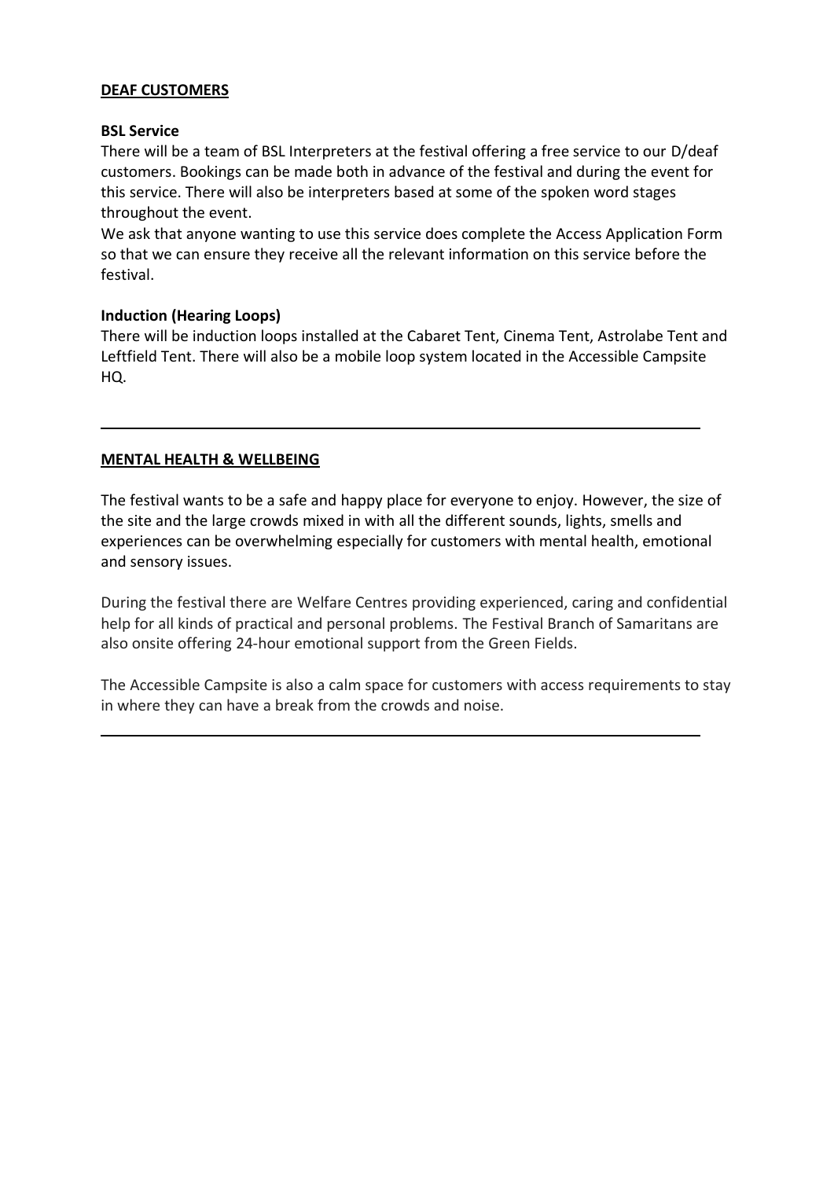## DEAF CUSTOMERS

### BSL Service

There will be a team of BSL Interpreters at the festival offering a free service to our D/deaf customers. Bookings can be made both in advance of the festival and during the event for this service. There will also be interpreters based at some of the spoken word stages throughout the event.

We ask that anyone wanting to use this service does complete the Access Application Form so that we can ensure they receive all the relevant information on this service before the festival.

### Induction (Hearing Loops)

There will be induction loops installed at the Cabaret Tent, Cinema Tent, Astrolabe Tent and Leftfield Tent. There will also be a mobile loop system located in the Accessible Campsite HQ.

---

## MENTAL HEALTH & WELLBEING

The festival wants to be a safe and happy place for everyone to enjoy. However, the size of the site and the large crowds mixed in with all the different sounds, lights, smells and experiences can be overwhelming especially for customers with mental health, emotional and sensory issues.

During the festival there are Welfare Centres providing experienced, caring and confidential help for all kinds of practical and personal problems. The Festival Branch of Samaritans are also onsite offering 24-hour emotional support from the Green Fields.

The Accessible Campsite is also a calm space for customers with access requirements to stay in where they can have a break from the crowds and noise.

---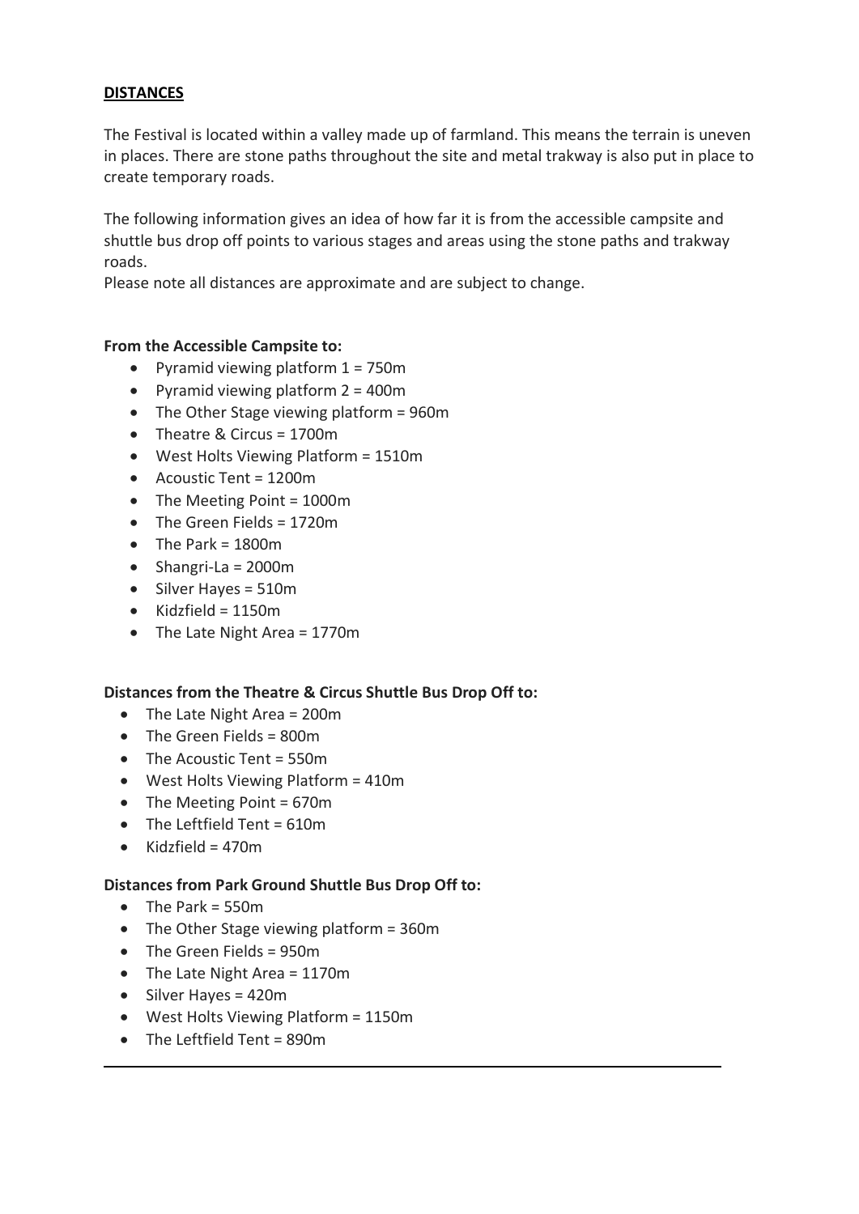## **DISTANCES**

The Festival is located within a valley made up of farmland. This means the terrain is uneven in places. There are stone paths throughout the site and metal trakway is also put in place to create temporary roads.

The following information gives an idea of how far it is from the accessible campsite and shuttle bus drop off points to various stages and areas using the stone paths and trakway roads.
Please note all distances are approximate and are subject to change.

**From the Accessible Campsite to:**

- Pyramid viewing platform 1 = 750m
- Pyramid viewing platform 2 = 400m
- The Other Stage viewing platform = 960m
- Theatre & Circus = 1700m
- West Holts Viewing Platform = 1510m
- Acoustic Tent = 1200m
- The Meeting Point = 1000m
- The Green Fields = 1720m
- The Park = 1800m
- Shangri-La = 2000m
- Silver Hayes = 510m
- Kidzfield = 1150m
- The Late Night Area = 1770m

**Distances from the Theatre & Circus Shuttle Bus Drop Off to:**

- The Late Night Area = 200m
- The Green Fields = 800m
- The Acoustic Tent = 550m
- West Holts Viewing Platform = 410m
- The Meeting Point = 670m
- The Leftfield Tent = 610m
- Kidzfield = 470m

**Distances from Park Ground Shuttle Bus Drop Off to:**

- The Park = 550m
- The Other Stage viewing platform = 360m
- The Green Fields = 950m
- The Late Night Area = 1170m
- Silver Hayes = 420m
- West Holts Viewing Platform = 1150m
- The Leftfield Tent = 890m